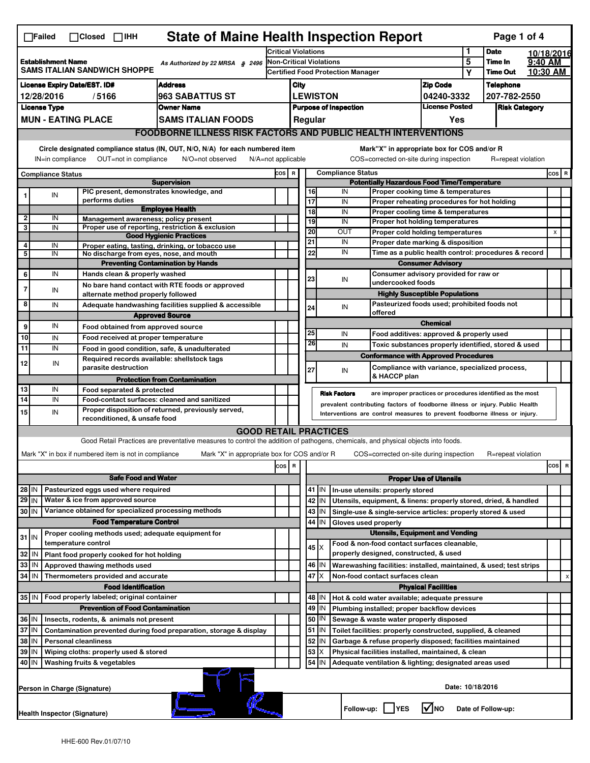☐Failed ☐Closed ☐IHH

# State of Maine Health Inspection Report

| Establishment Name | As Authorized by 22 MRSA § 2496 | Critical Violations | 1 | Date | 10/18/2016 |
|---|---|---|---|---|---|
| SAMS ITALIAN SANDWICH SHOPPE | | Non-Critical Violations | 5 | Time In | 9:40 AM |
| | | Certified Food Protection Manager | Y | Time Out | 10:30 AM |

| License Expiry Date/EST. ID# | Address | City | Zip Code | Telephone |
|---|---|---|---|---|
| 12/28/2016 / 5166 | 963 SABATTUS ST | LEWISTON | 04240-3332 | 207-782-2550 |

| License Type | Owner Name | Purpose of Inspection | License Posted | Risk Category |
|---|---|---|---|---|
| MUN - EATING PLACE | SAMS ITALIAN FOODS | Regular | Yes | |

## FOODBORNE ILLNESS RISK FACTORS AND PUBLIC HEALTH INTERVENTIONS

Circle designated compliance status (IN, OUT, N/O, N/A) for each numbered item
IN=in compliance OUT=not in compliance N/O=not observed N/A=not applicable

Mark"X" in appropriate box for COS and/or R
COS=corrected on-site during inspection R=repeat violation

| # | Compliance Status | Item | COS | R |
|---|---|---|---|---|
| | | **Supervision** | | |
| 1 | IN | PIC present, demonstrates knowledge, and performs duties | | |
| | | **Employee Health** | | |
| 2 | IN | Management awareness; policy present | | |
| 3 | IN | Proper use of reporting, restriction & exclusion | | |
| | | **Good Hygienic Practices** | | |
| 4 | IN | Proper eating, tasting, drinking, or tobacco use | | |
| 5 | IN | No discharge from eyes, nose, and mouth | | |
| | | **Preventing Contamination by Hands** | | |
| 6 | IN | Hands clean & properly washed | | |
| 7 | IN | No bare hand contact with RTE foods or approved alternate method properly followed | | |
| 8 | IN | Adequate handwashing facilities supplied & accessible | | |
| | | **Approved Source** | | |
| 9 | IN | Food obtained from approved source | | |
| 10 | IN | Food received at proper temperature | | |
| 11 | IN | Food in good condition, safe, & unadulterated | | |
| 12 | IN | Required records available: shellstock tags parasite destruction | | |
| | | **Protection from Contamination** | | |
| 13 | IN | Food separated & protected | | |
| 14 | IN | Food-contact surfaces: cleaned and sanitized | | |
| 15 | IN | Proper disposition of returned, previously served, reconditioned, & unsafe food | | |
| | | **Potentially Hazardous Food Time/Temperature** | | |
| 16 | IN | Proper cooking time & temperatures | | |
| 17 | IN | Proper reheating procedures for hot holding | | |
| 18 | IN | Proper cooling time & temperatures | | |
| 19 | IN | Proper hot holding temperatures | | |
| 20 | OUT | Proper cold holding temperatures | | X |
| 21 | IN | Proper date marking & disposition | | |
| 22 | IN | Time as a public health control: procedures & record | | |
| | | **Consumer Advisory** | | |
| 23 | IN | Consumer advisory provided for raw or undercooked foods | | |
| | | **Highly Susceptible Populations** | | |
| 24 | IN | Pasteurized foods used; prohibited foods not offered | | |
| | | **Chemical** | | |
| 25 | IN | Food additives: approved & properly used | | |
| 26 | IN | Toxic substances properly identified, stored & used | | |
| | | **Conformance with Approved Procedures** | | |
| 27 | IN | Compliance with variance, specialized process, & HACCP plan | | |

**Risk Factors** are improper practices or procedures identified as the most prevalent contributing factors of foodborne illness or injury. Public Health Interventions are control measures to prevent foodborne illness or injury.

## GOOD RETAIL PRACTICES

Good Retail Practices are preventative measures to control the addition of pathogens, chemicals, and physical objects into foods.

Mark "X" in box if numbered item is not in compliance Mark "X" in appropriate box for COS and/or R COS=corrected on-site during inspection R=repeat violation

| # | Status | Item | COS | R |
|---|---|---|---|---|
| | | **Safe Food and Water** | | |
| 28 | IN | Pasteurized eggs used where required | | |
| 29 | IN | Water & ice from approved source | | |
| 30 | IN | Variance obtained for specialized processing methods | | |
| | | **Food Temperature Control** | | |
| 31 | IN | Proper cooling methods used; adequate equipment for temperature control | | |
| 32 | IN | Plant food properly cooked for hot holding | | |
| 33 | IN | Approved thawing methods used | | |
| 34 | IN | Thermometers provided and accurate | | |
| | | **Food Identification** | | |
| 35 | IN | Food properly labeled; original container | | |
| | | **Prevention of Food Contamination** | | |
| 36 | IN | Insects, rodents, & animals not present | | |
| 37 | IN | Contamination prevented during food preparation, storage & display | | |
| 38 | IN | Personal cleanliness | | |
| 39 | IN | Wiping cloths: properly used & stored | | |
| 40 | IN | Washing fruits & vegetables | | |
| | | **Proper Use of Utensils** | | |
| 41 | IN | In-use utensils: properly stored | | |
| 42 | IN | Utensils, equipment, & linens: properly stored, dried, & handled | | |
| 43 | IN | Single-use & single-service articles: properly stored & used | | |
| 44 | IN | Gloves used properly | | |
| | | **Utensils, Equipment and Vending** | | |
| 45 | X | Food & non-food contact surfaces cleanable, properly designed, constructed, & used | | |
| 46 | IN | Warewashing facilities: installed, maintained, & used; test strips | | |
| 47 | X | Non-food contact surfaces clean | | X |
| | | **Physical Facilities** | | |
| 48 | IN | Hot & cold water available; adequate pressure | | |
| 49 | IN | Plumbing installed; proper backflow devices | | |
| 50 | IN | Sewage & waste water properly disposed | | |
| 51 | IN | Toilet facilities: properly constructed, supplied, & cleaned | | |
| 52 | IN | Garbage & refuse properly disposed; facilities maintained | | |
| 53 | X | Physical facilities installed, maintained, & clean | | |
| 54 | IN | Adequate ventilation & lighting; designated areas used | | |

Person in Charge (Signature)

Date: 10/18/2016

Health Inspector (Signature)

Follow-up: ☐ YES ☑ NO Date of Follow-up:

HHE-600 Rev.01/07/10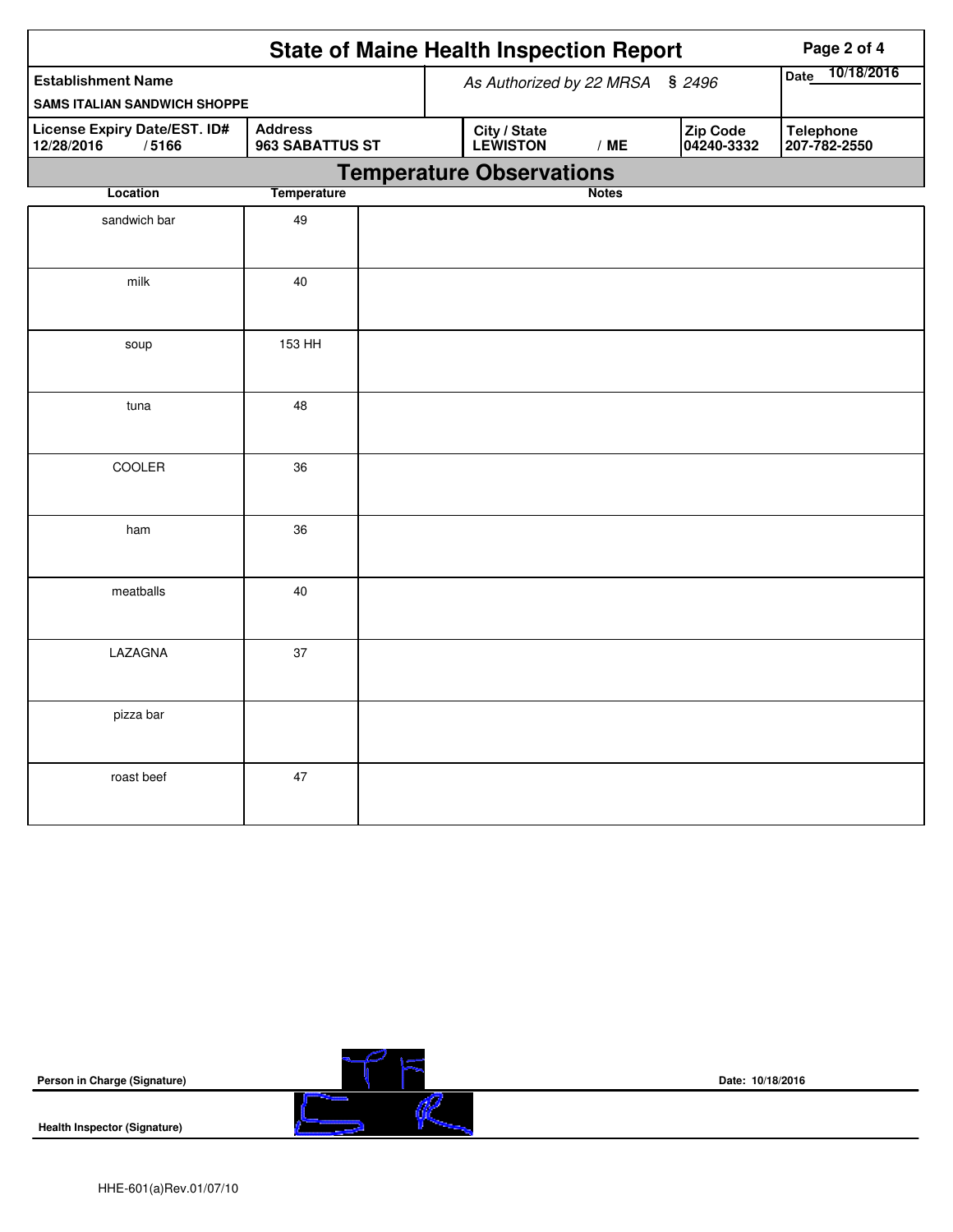# State of Maine Health Inspection Report

| Establishment Name | As Authorized by 22 MRSA § 2496 | | | Date 10/18/2016 |
|---|---|---|---|---|
| SAMS ITALIAN SANDWICH SHOPPE | | | | |
| **License Expiry Date/EST. ID#** 12/28/2016 / 5166 | **Address** 963 SABATTUS ST | **City / State** LEWISTON / ME | **Zip Code** 04240-3332 | **Telephone** 207-782-2550 |

## Temperature Observations

| Location | Temperature | Notes |
|---|---|---|
| sandwich bar | 49 | |
| milk | 40 | |
| soup | 153 HH | |
| tuna | 48 | |
| COOLER | 36 | |
| ham | 36 | |
| meatballs | 40 | |
| LAZAGNA | 37 | |
| pizza bar | | |
| roast beef | 47 | |

**Person in Charge (Signature)** &nbsp;&nbsp;&nbsp;&nbsp; **Date: 10/18/2016**

**Health Inspector (Signature)**

HHE-601(a)Rev.01/07/10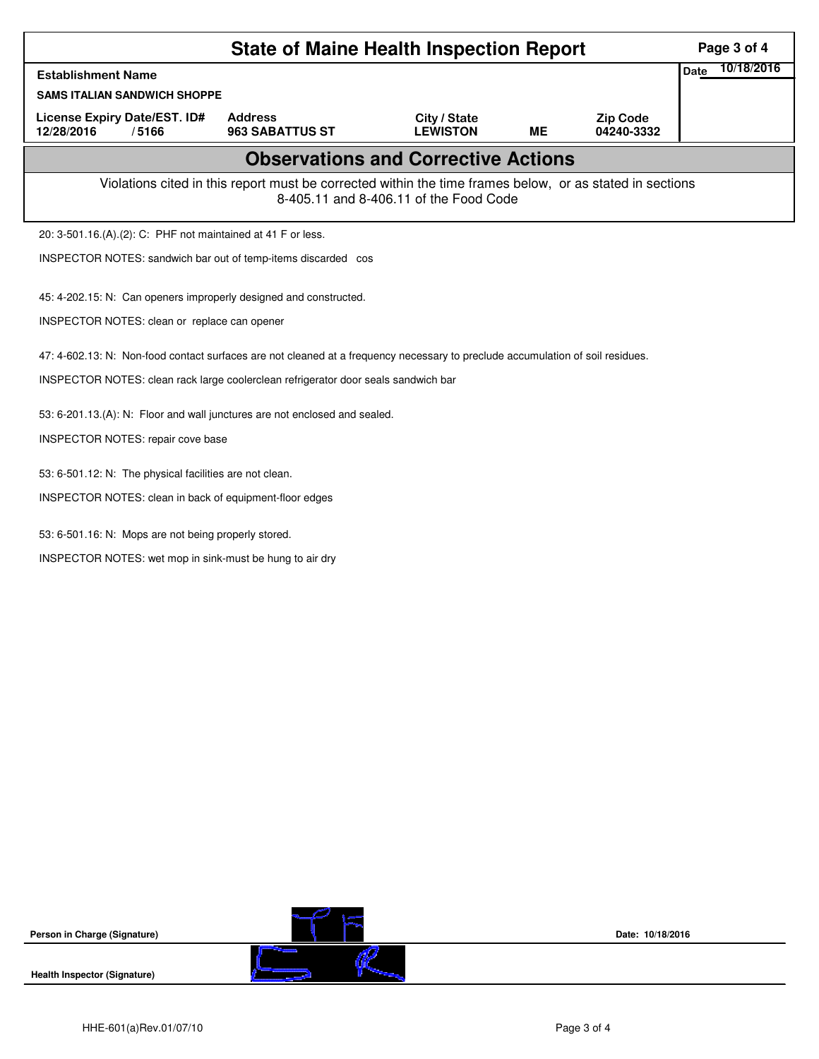# State of Maine Health Inspection Report

| Establishment Name | | | | | Date 10/18/2016 |
|---|---|---|---|---|---|
| SAMS ITALIAN SANDWICH SHOPPE | | | | | |
| License Expiry Date/EST. ID# | Address | City / State | | Zip Code | |
| 12/28/2016 / 5166 | 963 SABATTUS ST | LEWISTON | ME | 04240-3332 | |

## Observations and Corrective Actions

Violations cited in this report must be corrected within the time frames below, or as stated in sections 8-405.11 and 8-406.11 of the Food Code

20: 3-501.16.(A).(2): C: PHF not maintained at 41 F or less.

INSPECTOR NOTES: sandwich bar out of temp-items discarded cos

45: 4-202.15: N: Can openers improperly designed and constructed.

INSPECTOR NOTES: clean or replace can opener

47: 4-602.13: N: Non-food contact surfaces are not cleaned at a frequency necessary to preclude accumulation of soil residues.

INSPECTOR NOTES: clean rack large coolerclean refrigerator door seals sandwich bar

53: 6-201.13.(A): N: Floor and wall junctures are not enclosed and sealed.

INSPECTOR NOTES: repair cove base

53: 6-501.12: N: The physical facilities are not clean.

INSPECTOR NOTES: clean in back of equipment-floor edges

53: 6-501.16: N: Mops are not being properly stored.

INSPECTOR NOTES: wet mop in sink-must be hung to air dry

Person in Charge (Signature) Date: 10/18/2016

Health Inspector (Signature)

HHE-601(a)Rev.01/07/10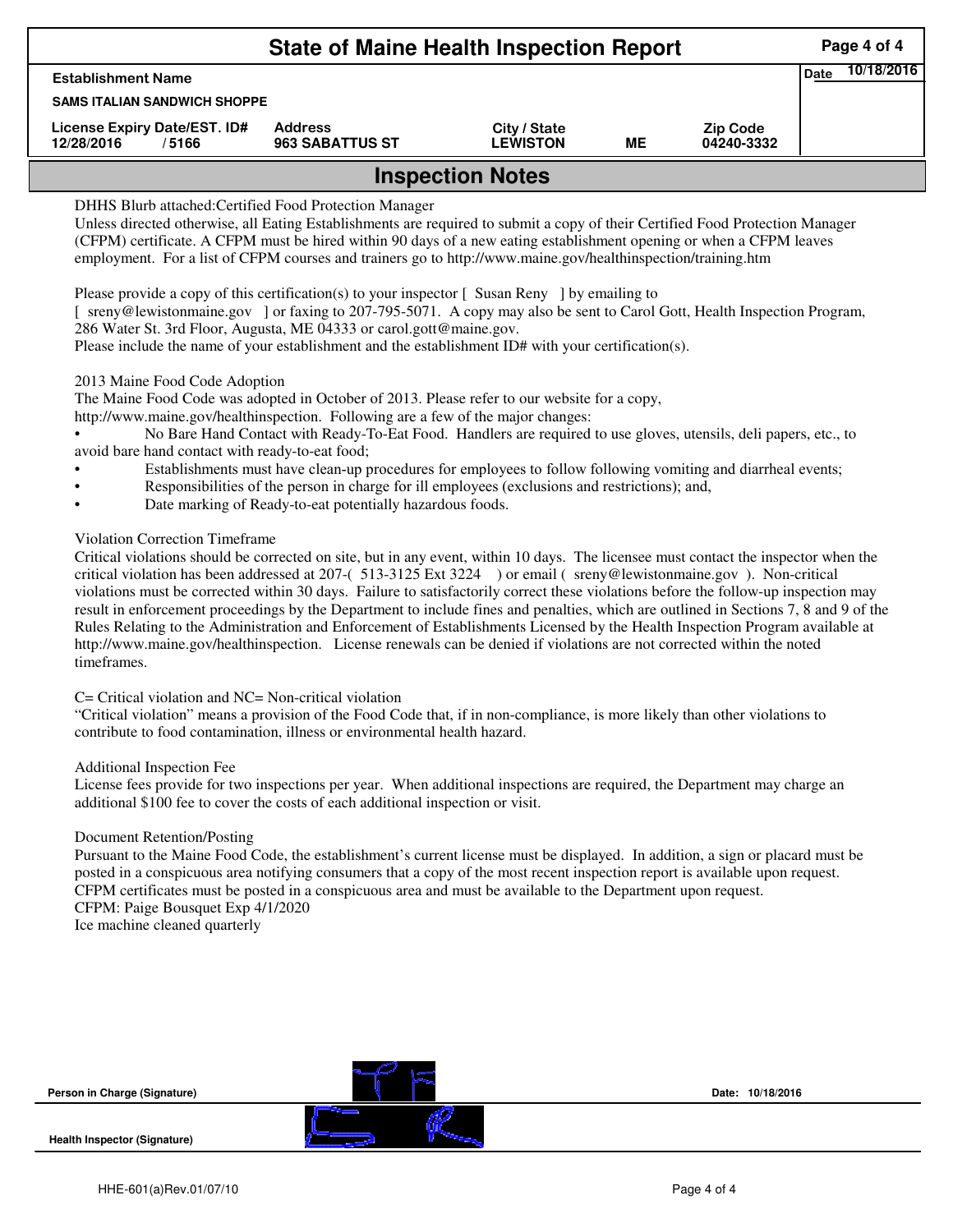# State of Maine Health Inspection Report

| | | | | | |
|---|---|---|---|---|---|
| **Establishment Name** | | | | | **Date** 10/18/2016 |
| **SAMS ITALIAN SANDWICH SHOPPE** | | | | | |
| **License Expiry Date/EST. ID#** | **Address** | **City / State** | | **Zip Code** | |
| 12/28/2016 / 5166 | 963 SABATTUS ST | LEWISTON | ME | 04240-3332 | |

## Inspection Notes

DHHS Blurb attached:Certified Food Protection Manager

Unless directed otherwise, all Eating Establishments are required to submit a copy of their Certified Food Protection Manager (CFPM) certificate. A CFPM must be hired within 90 days of a new eating establishment opening or when a CFPM leaves employment. For a list of CFPM courses and trainers go to http://www.maine.gov/healthinspection/training.htm

Please provide a copy of this certification(s) to your inspector [ Susan Reny ] by emailing to [ sreny@lewistonmaine.gov ] or faxing to 207-795-5071. A copy may also be sent to Carol Gott, Health Inspection Program, 286 Water St. 3rd Floor, Augusta, ME 04333 or carol.gott@maine.gov.

Please include the name of your establishment and the establishment ID# with your certification(s).

2013 Maine Food Code Adoption

The Maine Food Code was adopted in October of 2013. Please refer to our website for a copy, http://www.maine.gov/healthinspection. Following are a few of the major changes:

- No Bare Hand Contact with Ready-To-Eat Food. Handlers are required to use gloves, utensils, deli papers, etc., to avoid bare hand contact with ready-to-eat food;
- Establishments must have clean-up procedures for employees to follow following vomiting and diarrheal events;
- Responsibilities of the person in charge for ill employees (exclusions and restrictions); and,
- Date marking of Ready-to-eat potentially hazardous foods.

Violation Correction Timeframe

Critical violations should be corrected on site, but in any event, within 10 days. The licensee must contact the inspector when the critical violation has been addressed at 207-( 513-3125 Ext 3224 ) or email ( sreny@lewistonmaine.gov ). Non-critical violations must be corrected within 30 days. Failure to satisfactorily correct these violations before the follow-up inspection may result in enforcement proceedings by the Department to include fines and penalties, which are outlined in Sections 7, 8 and 9 of the Rules Relating to the Administration and Enforcement of Establishments Licensed by the Health Inspection Program available at http://www.maine.gov/healthinspection. License renewals can be denied if violations are not corrected within the noted timeframes.

C= Critical violation and NC= Non-critical violation

"Critical violation" means a provision of the Food Code that, if in non-compliance, is more likely than other violations to contribute to food contamination, illness or environmental health hazard.

Additional Inspection Fee

License fees provide for two inspections per year. When additional inspections are required, the Department may charge an additional $100 fee to cover the costs of each additional inspection or visit.

Document Retention/Posting

Pursuant to the Maine Food Code, the establishment's current license must be displayed. In addition, a sign or placard must be posted in a conspicuous area notifying consumers that a copy of the most recent inspection report is available upon request. CFPM certificates must be posted in a conspicuous area and must be available to the Department upon request.

CFPM: Paige Bousquet Exp 4/1/2020

Ice machine cleaned quarterly

**Person in Charge (Signature)** &nbsp;&nbsp;&nbsp;&nbsp; **Date:** 10/18/2016

**Health Inspector (Signature)**

HHE-601(a)Rev.01/07/10